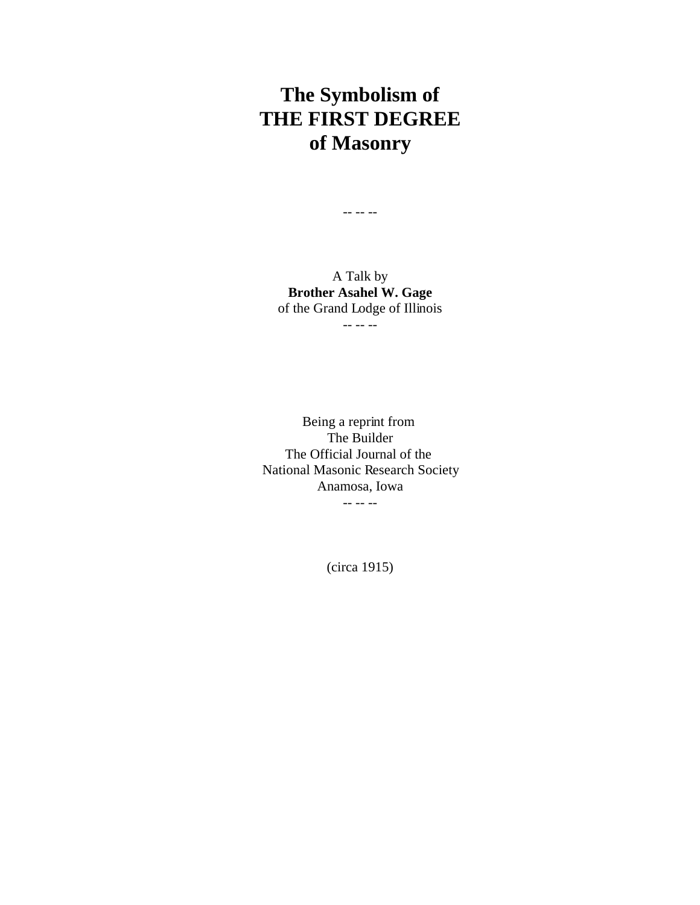# The Symbolism of THE FIRST DEGREE of Masonry

-- -- --

A Talk by
**Brother Asahel W. Gage**
of the Grand Lodge of Illinois
-- -- --

Being a reprint from
The Builder
The Official Journal of the
National Masonic Research Society
Anamosa, Iowa
-- -- --

(circa 1915)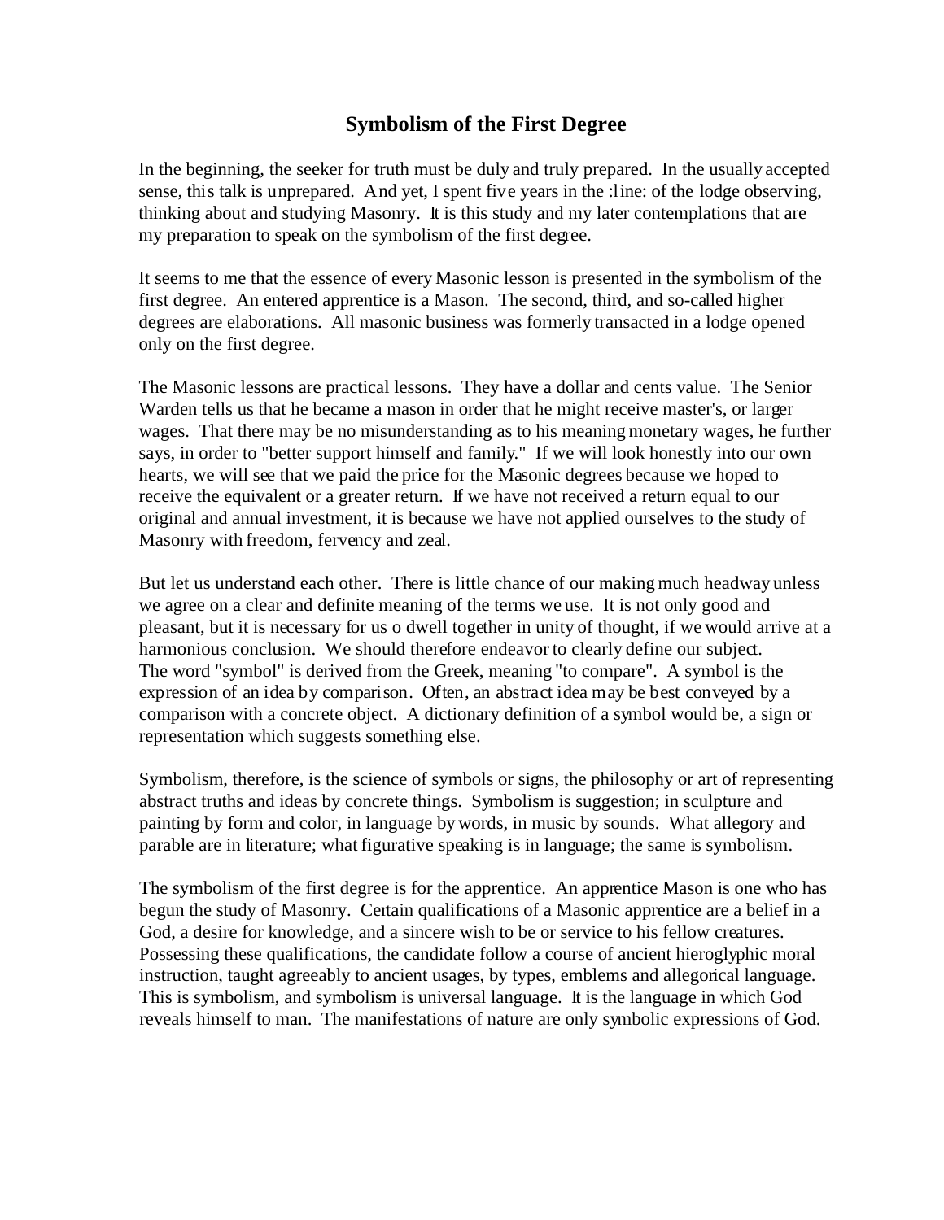## Symbolism of the First Degree

In the beginning, the seeker for truth must be duly and truly prepared. In the usually accepted sense, this talk is unprepared. And yet, I spent five years in the :line: of the lodge observing, thinking about and studying Masonry. It is this study and my later contemplations that are my preparation to speak on the symbolism of the first degree.

It seems to me that the essence of every Masonic lesson is presented in the symbolism of the first degree. An entered apprentice is a Mason. The second, third, and so-called higher degrees are elaborations. All masonic business was formerly transacted in a lodge opened only on the first degree.

The Masonic lessons are practical lessons. They have a dollar and cents value. The Senior Warden tells us that he became a mason in order that he might receive master's, or larger wages. That there may be no misunderstanding as to his meaning monetary wages, he further says, in order to "better support himself and family." If we will look honestly into our own hearts, we will see that we paid the price for the Masonic degrees because we hoped to receive the equivalent or a greater return. If we have not received a return equal to our original and annual investment, it is because we have not applied ourselves to the study of Masonry with freedom, fervency and zeal.

But let us understand each other. There is little chance of our making much headway unless we agree on a clear and definite meaning of the terms we use. It is not only good and pleasant, but it is necessary for us o dwell together in unity of thought, if we would arrive at a harmonious conclusion. We should therefore endeavor to clearly define our subject.
The word "symbol" is derived from the Greek, meaning "to compare". A symbol is the expression of an idea by comparison. Often, an abstract idea may be best conveyed by a comparison with a concrete object. A dictionary definition of a symbol would be, a sign or representation which suggests something else.

Symbolism, therefore, is the science of symbols or signs, the philosophy or art of representing abstract truths and ideas by concrete things. Symbolism is suggestion; in sculpture and painting by form and color, in language by words, in music by sounds. What allegory and parable are in literature; what figurative speaking is in language; the same is symbolism.

The symbolism of the first degree is for the apprentice. An apprentice Mason is one who has begun the study of Masonry. Certain qualifications of a Masonic apprentice are a belief in a God, a desire for knowledge, and a sincere wish to be or service to his fellow creatures. Possessing these qualifications, the candidate follow a course of ancient hieroglyphic moral instruction, taught agreeably to ancient usages, by types, emblems and allegorical language. This is symbolism, and symbolism is universal language. It is the language in which God reveals himself to man. The manifestations of nature are only symbolic expressions of God.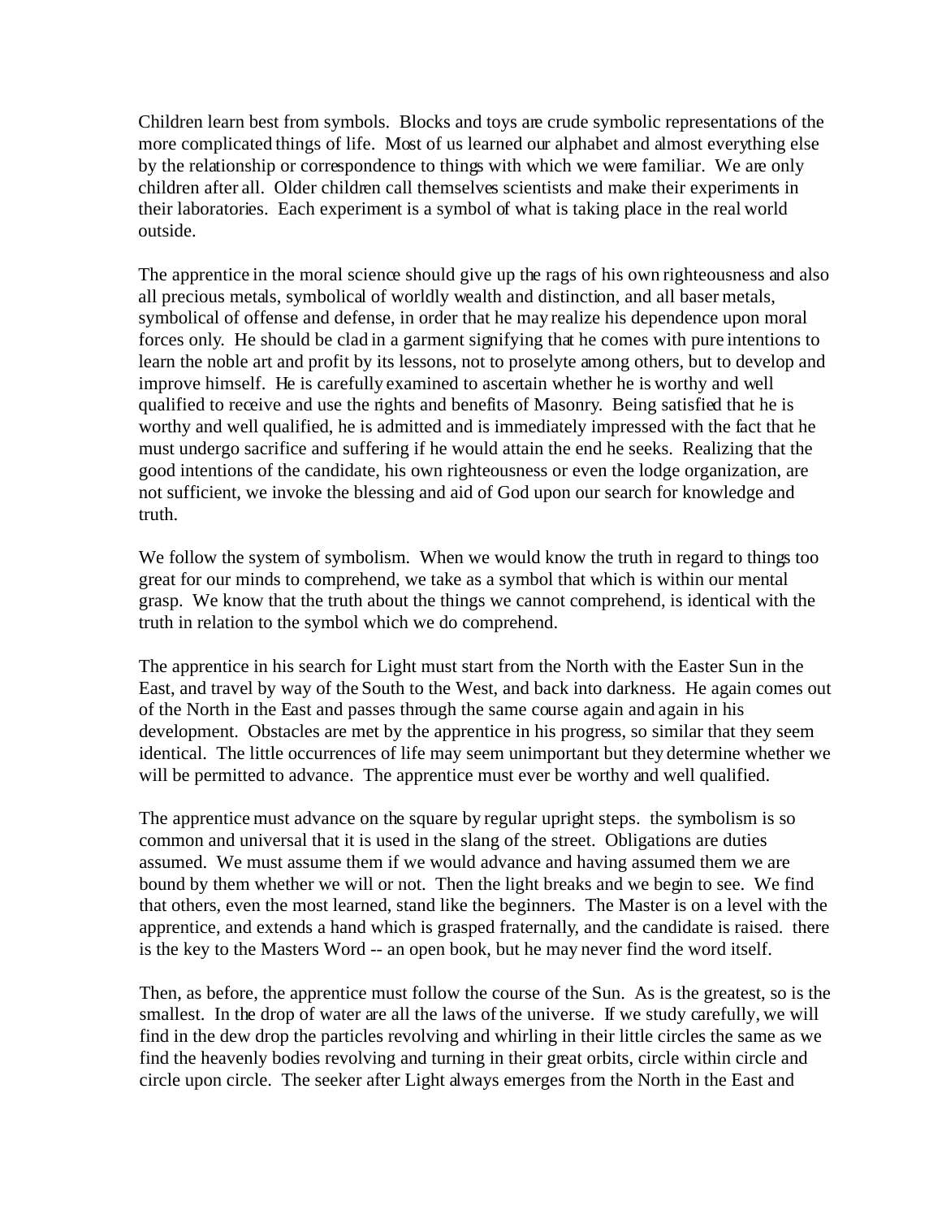Children learn best from symbols. Blocks and toys are crude symbolic representations of the more complicated things of life. Most of us learned our alphabet and almost everything else by the relationship or correspondence to things with which we were familiar. We are only children after all. Older children call themselves scientists and make their experiments in their laboratories. Each experiment is a symbol of what is taking place in the real world outside.

The apprentice in the moral science should give up the rags of his own righteousness and also all precious metals, symbolical of worldly wealth and distinction, and all baser metals, symbolical of offense and defense, in order that he may realize his dependence upon moral forces only. He should be clad in a garment signifying that he comes with pure intentions to learn the noble art and profit by its lessons, not to proselyte among others, but to develop and improve himself. He is carefully examined to ascertain whether he is worthy and well qualified to receive and use the rights and benefits of Masonry. Being satisfied that he is worthy and well qualified, he is admitted and is immediately impressed with the fact that he must undergo sacrifice and suffering if he would attain the end he seeks. Realizing that the good intentions of the candidate, his own righteousness or even the lodge organization, are not sufficient, we invoke the blessing and aid of God upon our search for knowledge and truth.

We follow the system of symbolism. When we would know the truth in regard to things too great for our minds to comprehend, we take as a symbol that which is within our mental grasp. We know that the truth about the things we cannot comprehend, is identical with the truth in relation to the symbol which we do comprehend.

The apprentice in his search for Light must start from the North with the Easter Sun in the East, and travel by way of the South to the West, and back into darkness. He again comes out of the North in the East and passes through the same course again and again in his development. Obstacles are met by the apprentice in his progress, so similar that they seem identical. The little occurrences of life may seem unimportant but they determine whether we will be permitted to advance. The apprentice must ever be worthy and well qualified.

The apprentice must advance on the square by regular upright steps. the symbolism is so common and universal that it is used in the slang of the street. Obligations are duties assumed. We must assume them if we would advance and having assumed them we are bound by them whether we will or not. Then the light breaks and we begin to see. We find that others, even the most learned, stand like the beginners. The Master is on a level with the apprentice, and extends a hand which is grasped fraternally, and the candidate is raised. there is the key to the Masters Word -- an open book, but he may never find the word itself.

Then, as before, the apprentice must follow the course of the Sun. As is the greatest, so is the smallest. In the drop of water are all the laws of the universe. If we study carefully, we will find in the dew drop the particles revolving and whirling in their little circles the same as we find the heavenly bodies revolving and turning in their great orbits, circle within circle and circle upon circle. The seeker after Light always emerges from the North in the East and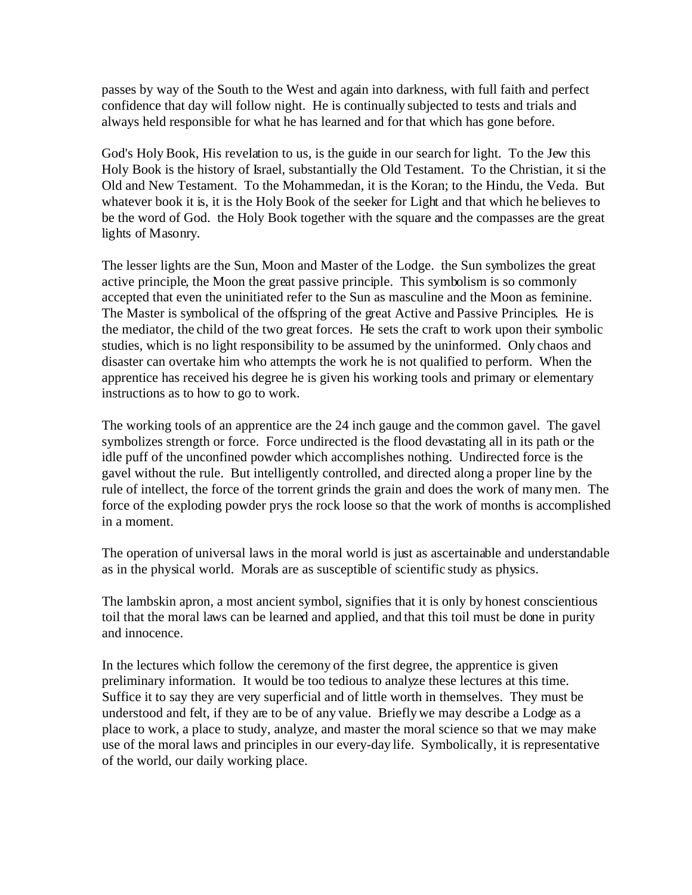passes by way of the South to the West and again into darkness, with full faith and perfect confidence that day will follow night. He is continually subjected to tests and trials and always held responsible for what he has learned and for that which has gone before.

God's Holy Book, His revelation to us, is the guide in our search for light. To the Jew this Holy Book is the history of Israel, substantially the Old Testament. To the Christian, it si the Old and New Testament. To the Mohammedan, it is the Koran; to the Hindu, the Veda. But whatever book it is, it is the Holy Book of the seeker for Light and that which he believes to be the word of God. the Holy Book together with the square and the compasses are the great lights of Masonry.

The lesser lights are the Sun, Moon and Master of the Lodge. the Sun symbolizes the great active principle, the Moon the great passive principle. This symbolism is so commonly accepted that even the uninitiated refer to the Sun as masculine and the Moon as feminine. The Master is symbolical of the offspring of the great Active and Passive Principles. He is the mediator, the child of the two great forces. He sets the craft to work upon their symbolic studies, which is no light responsibility to be assumed by the uninformed. Only chaos and disaster can overtake him who attempts the work he is not qualified to perform. When the apprentice has received his degree he is given his working tools and primary or elementary instructions as to how to go to work.

The working tools of an apprentice are the 24 inch gauge and the common gavel. The gavel symbolizes strength or force. Force undirected is the flood devastating all in its path or the idle puff of the unconfined powder which accomplishes nothing. Undirected force is the gavel without the rule. But intelligently controlled, and directed along a proper line by the rule of intellect, the force of the torrent grinds the grain and does the work of many men. The force of the exploding powder prys the rock loose so that the work of months is accomplished in a moment.

The operation of universal laws in the moral world is just as ascertainable and understandable as in the physical world. Morals are as susceptible of scientific study as physics.

The lambskin apron, a most ancient symbol, signifies that it is only by honest conscientious toil that the moral laws can be learned and applied, and that this toil must be done in purity and innocence.

In the lectures which follow the ceremony of the first degree, the apprentice is given preliminary information. It would be too tedious to analyze these lectures at this time. Suffice it to say they are very superficial and of little worth in themselves. They must be understood and felt, if they are to be of any value. Briefly we may describe a Lodge as a place to work, a place to study, analyze, and master the moral science so that we may make use of the moral laws and principles in our every-day life. Symbolically, it is representative of the world, our daily working place.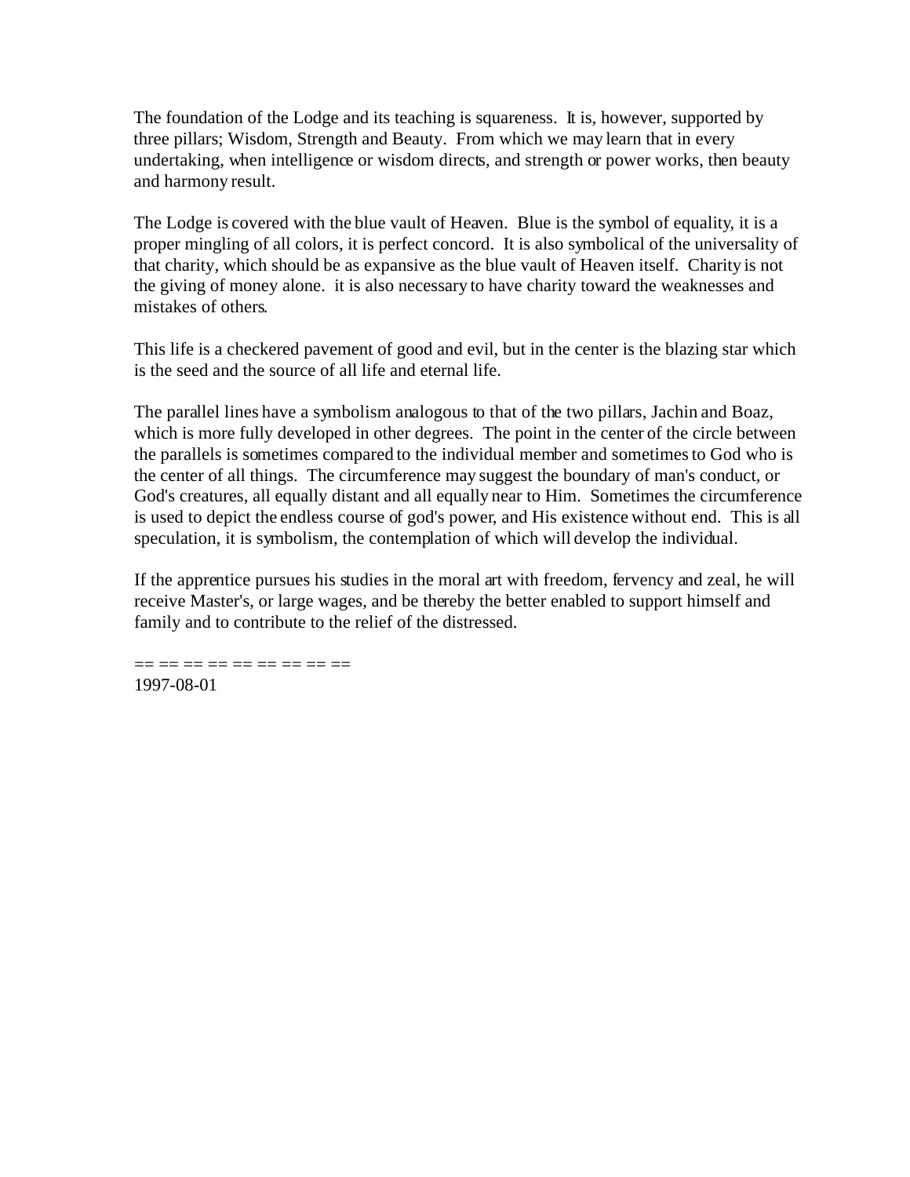The foundation of the Lodge and its teaching is squareness. It is, however, supported by three pillars; Wisdom, Strength and Beauty. From which we may learn that in every undertaking, when intelligence or wisdom directs, and strength or power works, then beauty and harmony result.

The Lodge is covered with the blue vault of Heaven. Blue is the symbol of equality, it is a proper mingling of all colors, it is perfect concord. It is also symbolical of the universality of that charity, which should be as expansive as the blue vault of Heaven itself. Charity is not the giving of money alone. it is also necessary to have charity toward the weaknesses and mistakes of others.

This life is a checkered pavement of good and evil, but in the center is the blazing star which is the seed and the source of all life and eternal life.

The parallel lines have a symbolism analogous to that of the two pillars, Jachin and Boaz, which is more fully developed in other degrees. The point in the center of the circle between the parallels is sometimes compared to the individual member and sometimes to God who is the center of all things. The circumference may suggest the boundary of man's conduct, or God's creatures, all equally distant and all equally near to Him. Sometimes the circumference is used to depict the endless course of god's power, and His existence without end. This is all speculation, it is symbolism, the contemplation of which will develop the individual.

If the apprentice pursues his studies in the moral art with freedom, fervency and zeal, he will receive Master's, or large wages, and be thereby the better enabled to support himself and family and to contribute to the relief of the distressed.

== == == == == == == == ==
1997-08-01